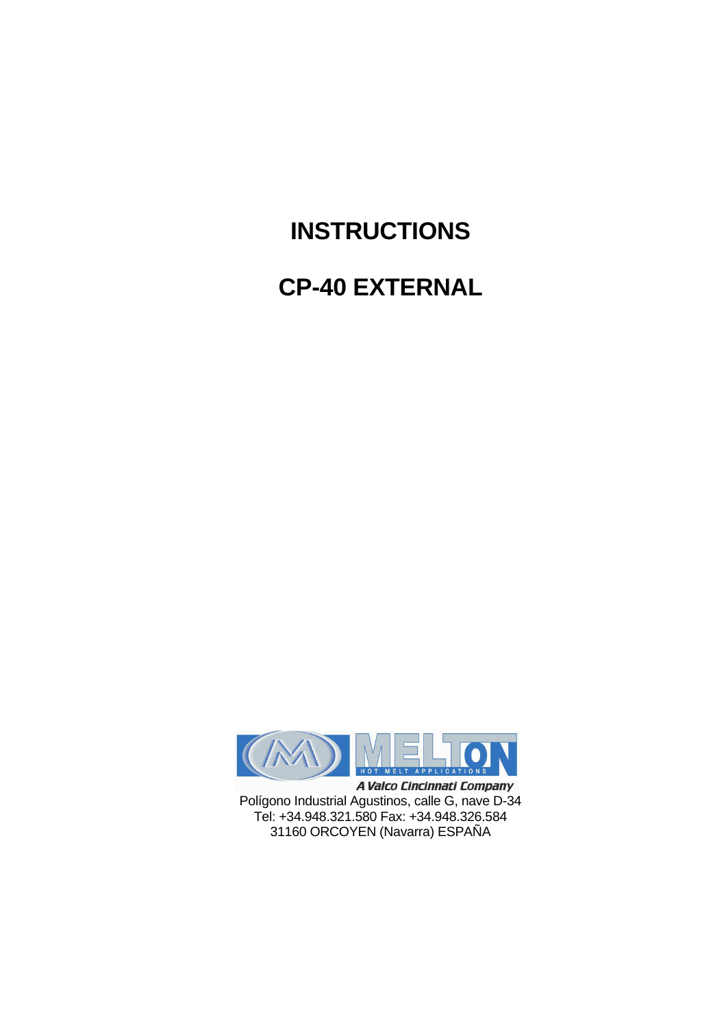# INSTRUCTIONS

# CP-40 EXTERNAL

MELTON
HOT MELT APPLICATIONS
*A Valco Cincinnati Company*

Polígono Industrial Agustinos, calle G, nave D-34
Tel: +34.948.321.580 Fax: +34.948.326.584
31160 ORCOYEN (Navarra) ESPAÑA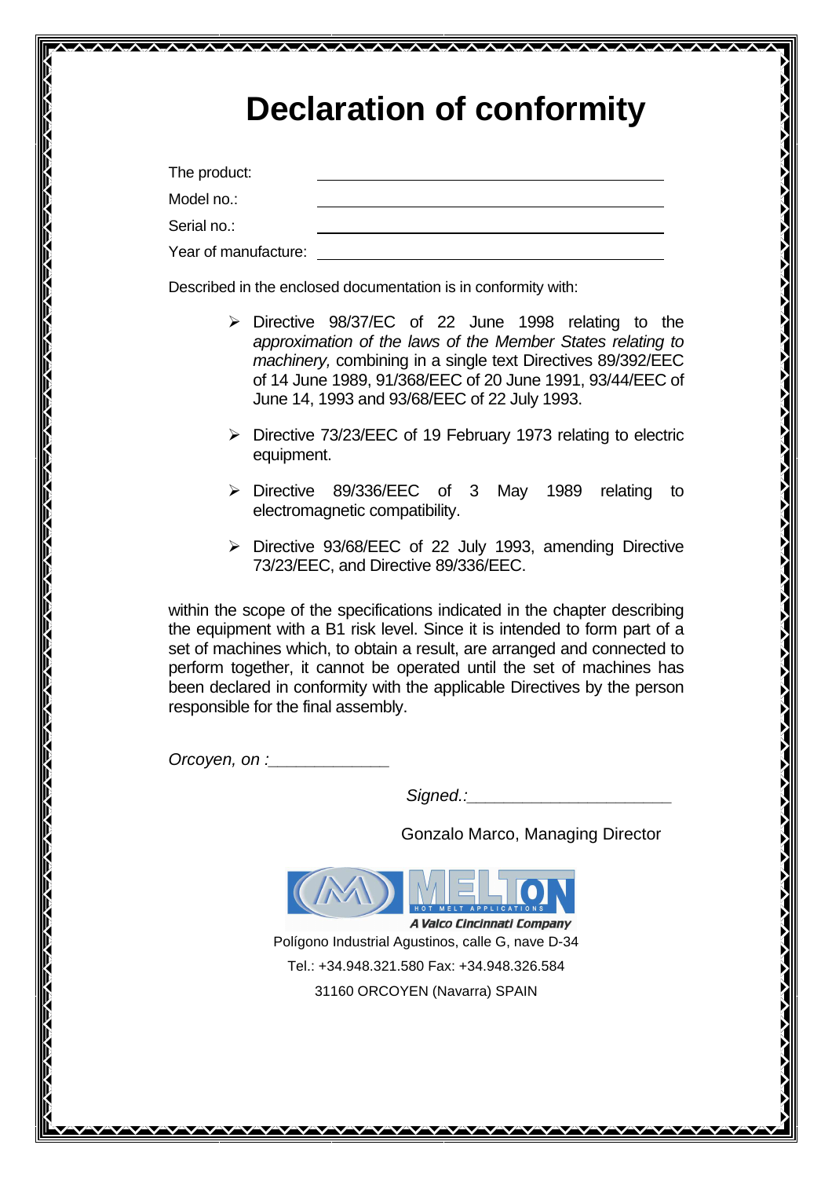# Declaration of conformity

| | |
|---|---|
| The product: | ______________________________ |
| Model no.: | ______________________________ |
| Serial no.: | ______________________________ |
| Year of manufacture: | ______________________________ |

Described in the enclosed documentation is in conformity with:

- Directive 98/37/EC of 22 June 1998 relating to the *approximation of the laws of the Member States relating to machinery,* combining in a single text Directives 89/392/EEC of 14 June 1989, 91/368/EEC of 20 June 1991, 93/44/EEC of June 14, 1993 and 93/68/EEC of 22 July 1993.
- Directive 73/23/EEC of 19 February 1973 relating to electric equipment.
- Directive 89/336/EEC of 3 May 1989 relating to electromagnetic compatibility.
- Directive 93/68/EEC of 22 July 1993, amending Directive 73/23/EEC, and Directive 89/336/EEC.

within the scope of the specifications indicated in the chapter describing the equipment with a B1 risk level. Since it is intended to form part of a set of machines which, to obtain a result, are arranged and connected to perform together, it cannot be operated until the set of machines has been declared in conformity with the applicable Directives by the person responsible for the final assembly.

*Orcoyen, on :_____________*

*Signed.:______________________*

Gonzalo Marco, Managing Director

MELTON HOT MELT APPLICATIONS

*A Valco Cincinnati Company*

Polígono Industrial Agustinos, calle G, nave D-34

Tel.: +34.948.321.580 Fax: +34.948.326.584

31160 ORCOYEN (Navarra) SPAIN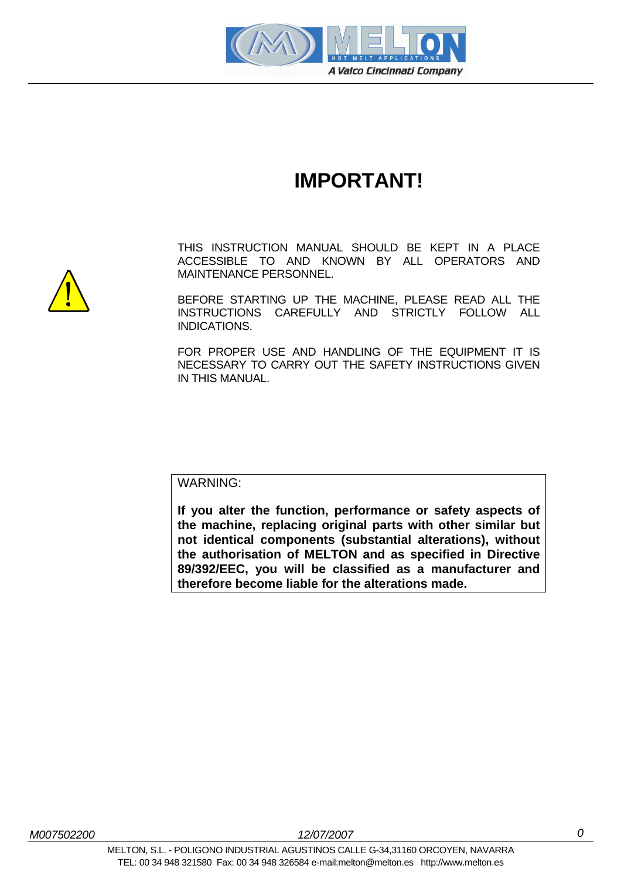# IMPORTANT!

THIS INSTRUCTION MANUAL SHOULD BE KEPT IN A PLACE ACCESSIBLE TO AND KNOWN BY ALL OPERATORS AND MAINTENANCE PERSONNEL.

BEFORE STARTING UP THE MACHINE, PLEASE READ ALL THE INSTRUCTIONS CAREFULLY AND STRICTLY FOLLOW ALL INDICATIONS.

FOR PROPER USE AND HANDLING OF THE EQUIPMENT IT IS NECESSARY TO CARRY OUT THE SAFETY INSTRUCTIONS GIVEN IN THIS MANUAL.

WARNING:

**If you alter the function, performance or safety aspects of the machine, replacing original parts with other similar but not identical components (substantial alterations), without the authorisation of MELTON and as specified in Directive 89/392/EEC, you will be classified as a manufacturer and therefore become liable for the alterations made.**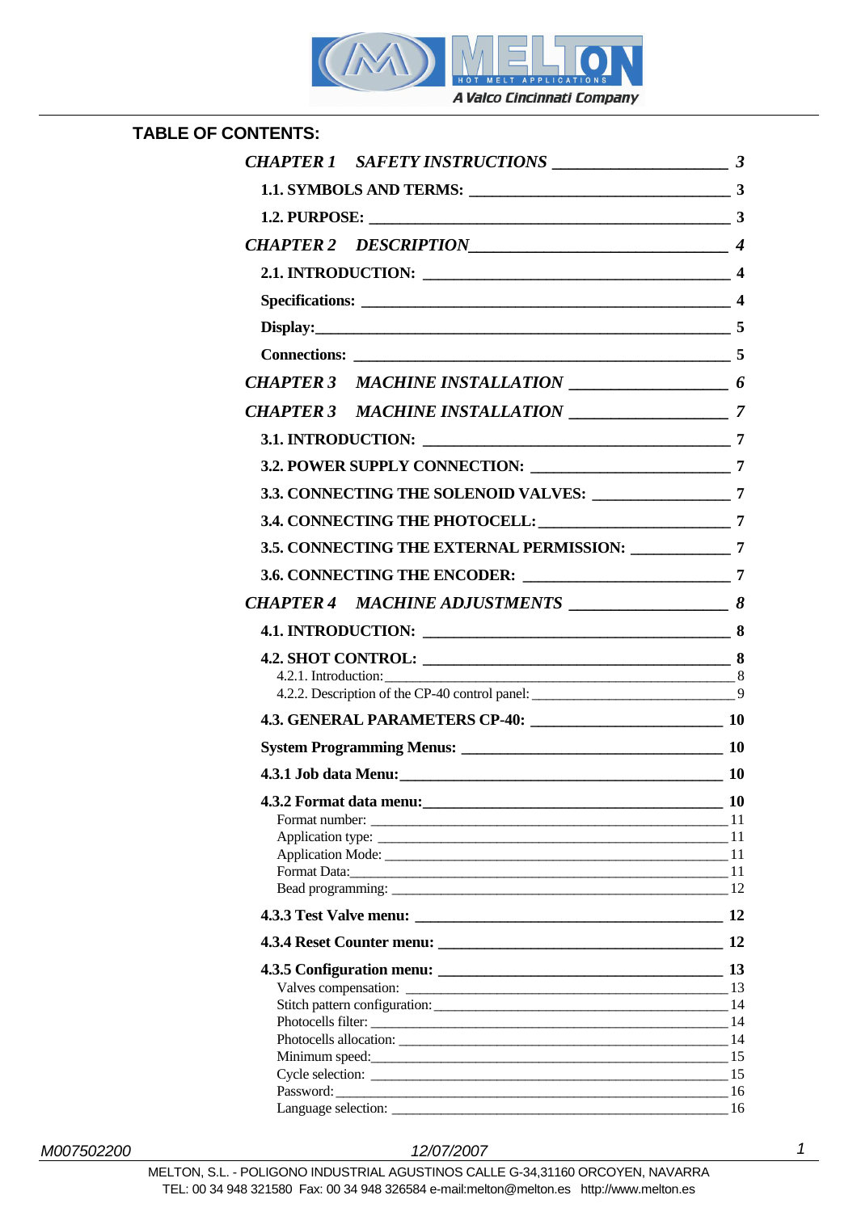# TABLE OF CONTENTS:

*CHAPTER 1 SAFETY INSTRUCTIONS* ____________________ *3*

1.1. SYMBOLS AND TERMS: ______________________________ 3

1.2. PURPOSE: ____________________________________________ 3

*CHAPTER 2 DESCRIPTION* ____________________________ *4*

2.1. INTRODUCTION: ___________________________________ 4

Specifications: ____________________________________________ 4

Display: __________________________________________________ 5

Connections: ______________________________________________ 5

*CHAPTER 3 MACHINE INSTALLATION* __________________ *6*

*CHAPTER 3 MACHINE INSTALLATION* __________________ *7*

3.1. INTRODUCTION: ___________________________________ 7

3.2. POWER SUPPLY CONNECTION: _______________________ 7

3.3. CONNECTING THE SOLENOID VALVES: _______________ 7

3.4. CONNECTING THE PHOTOCELL: _____________________ 7

3.5. CONNECTING THE EXTERNAL PERMISSION: ___________ 7

3.6. CONNECTING THE ENCODER: _______________________ 7

*CHAPTER 4 MACHINE ADJUSTMENTS* __________________ *8*

4.1. INTRODUCTION: ___________________________________ 8

4.2. SHOT CONTROL: ___________________________________ 8

4.2.1. Introduction: ______________________________________ 8

4.2.2. Description of the CP-40 control panel: ________________ 9

4.3. GENERAL PARAMETERS CP-40: _______________________ 10

System Programming Menus: ____________________________ 10

4.3.1 Job data Menu: ______________________________________ 10

4.3.2 Format data menu: ___________________________________ 10

Format number: ________________________________________ 11

Application type: _______________________________________ 11

Application Mode: ______________________________________ 11

Format Data: ___________________________________________ 11

Bead programming: _____________________________________ 12

4.3.3 Test Valve menu: _____________________________________ 12

4.3.4 Reset Counter menu: __________________________________ 12

4.3.5 Configuration menu: __________________________________ 13

Valves compensation: ___________________________________ 13

Stitch pattern configuration: ______________________________ 14

Photocells filter: ________________________________________ 14

Photocells allocation: ____________________________________ 14

Minimum speed: ________________________________________ 15

Cycle selection: ________________________________________ 15

Password: _____________________________________________ 16

Language selection: _____________________________________ 16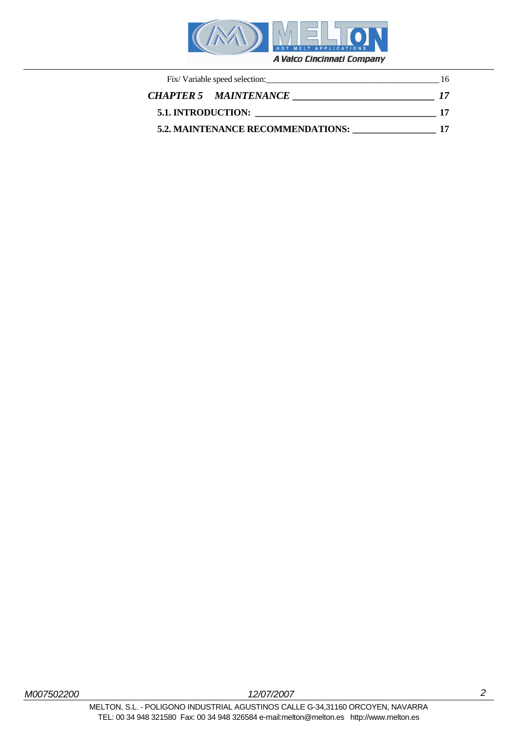Fix/ Variable speed selection: 16

***CHAPTER 5 MAINTENANCE 17***

**5.1. INTRODUCTION: 17**

**5.2. MAINTENANCE RECOMMENDATIONS: 17**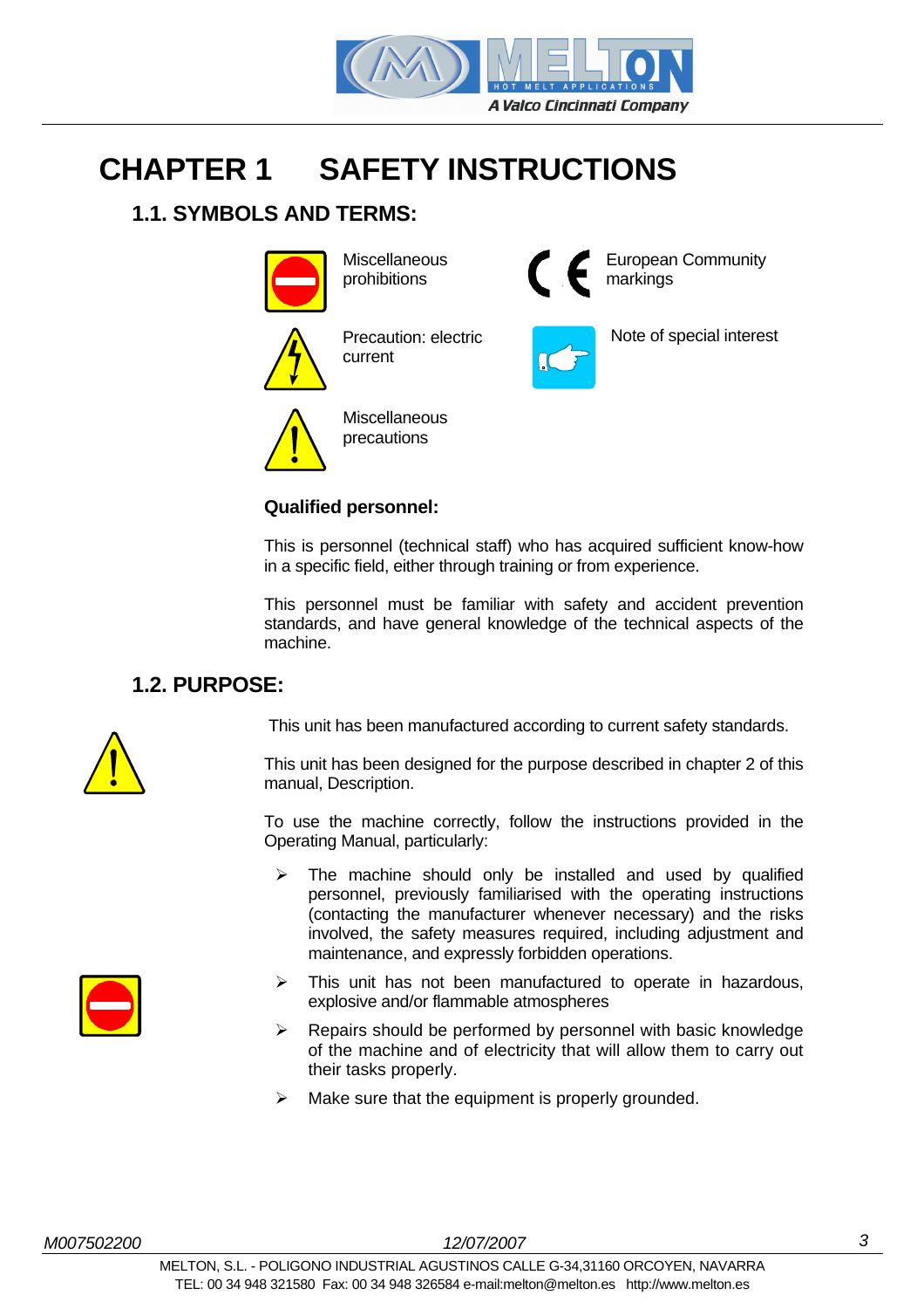# CHAPTER 1 SAFETY INSTRUCTIONS

## 1.1. SYMBOLS AND TERMS:

Miscellaneous prohibitions

European Community markings

Precaution: electric current

Note of special interest

Miscellaneous precautions

**Qualified personnel:**

This is personnel (technical staff) who has acquired sufficient know-how in a specific field, either through training or from experience.

This personnel must be familiar with safety and accident prevention standards, and have general knowledge of the technical aspects of the machine.

## 1.2. PURPOSE:

This unit has been manufactured according to current safety standards.

This unit has been designed for the purpose described in chapter 2 of this manual, Description.

To use the machine correctly, follow the instructions provided in the Operating Manual, particularly:

- The machine should only be installed and used by qualified personnel, previously familiarised with the operating instructions (contacting the manufacturer whenever necessary) and the risks involved, the safety measures required, including adjustment and maintenance, and expressly forbidden operations.
- This unit has not been manufactured to operate in hazardous, explosive and/or flammable atmospheres
- Repairs should be performed by personnel with basic knowledge of the machine and of electricity that will allow them to carry out their tasks properly.
- Make sure that the equipment is properly grounded.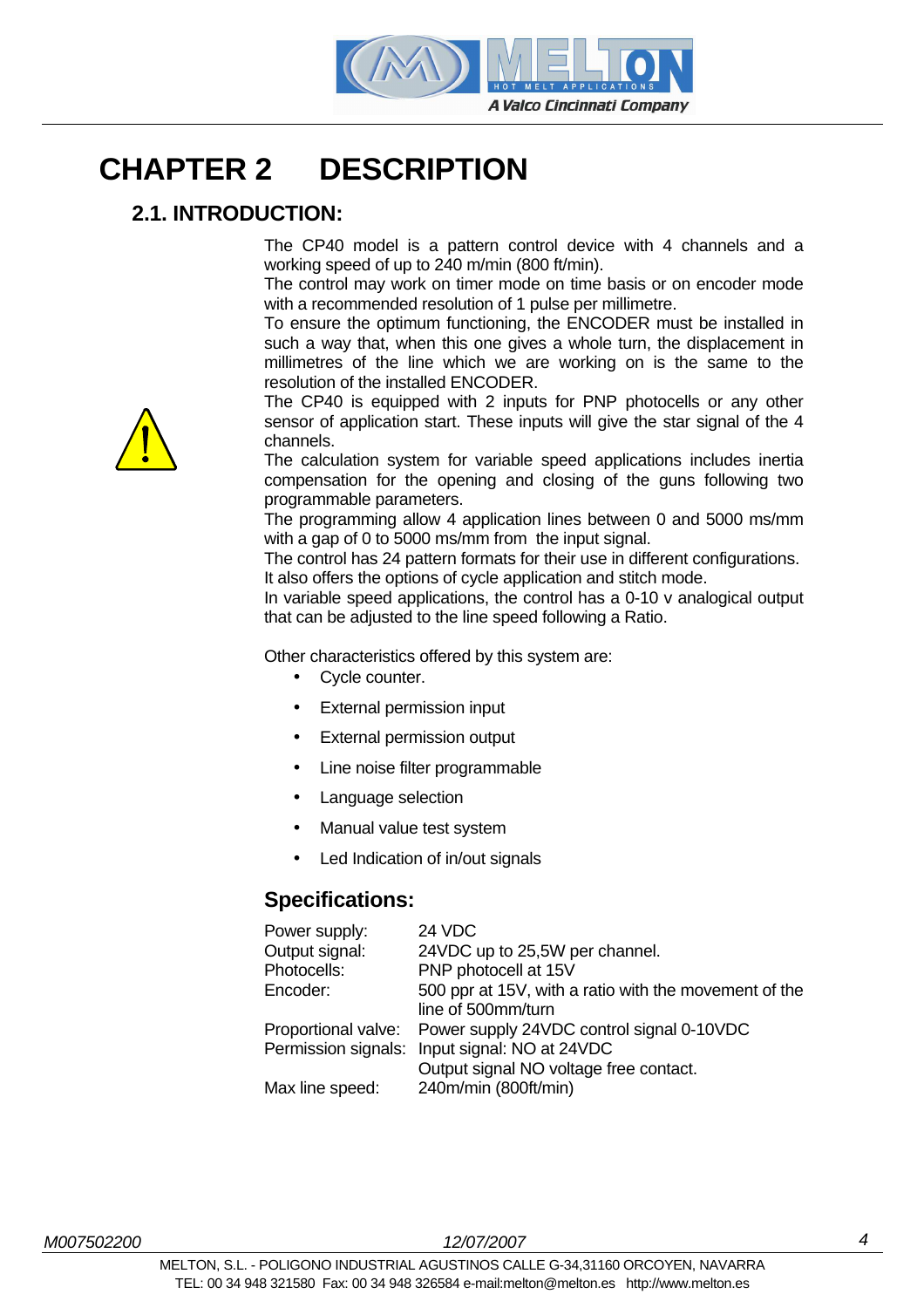# CHAPTER 2 DESCRIPTION

## 2.1. INTRODUCTION:

The CP40 model is a pattern control device with 4 channels and a working speed of up to 240 m/min (800 ft/min).
The control may work on timer mode on time basis or on encoder mode with a recommended resolution of 1 pulse per millimetre.
To ensure the optimum functioning, the ENCODER must be installed in such a way that, when this one gives a whole turn, the displacement in millimetres of the line which we are working on is the same to the resolution of the installed ENCODER.
The CP40 is equipped with 2 inputs for PNP photocells or any other sensor of application start. These inputs will give the star signal of the 4 channels.
The calculation system for variable speed applications includes inertia compensation for the opening and closing of the guns following two programmable parameters.
The programming allow 4 application lines between 0 and 5000 ms/mm with a gap of 0 to 5000 ms/mm from the input signal.
The control has 24 pattern formats for their use in different configurations.
It also offers the options of cycle application and stitch mode.
In variable speed applications, the control has a 0-10 v analogical output that can be adjusted to the line speed following a Ratio.

Other characteristics offered by this system are:

- Cycle counter.
- External permission input
- External permission output
- Line noise filter programmable
- Language selection
- Manual value test system
- Led Indication of in/out signals

### Specifications:

| | |
|---|---|
| Power supply: | 24 VDC |
| Output signal: | 24VDC up to 25,5W per channel. |
| Photocells: | PNP photocell at 15V |
| Encoder: | 500 ppr at 15V, with a ratio with the movement of the line of 500mm/turn |
| Proportional valve: | Power supply 24VDC control signal 0-10VDC |
| Permission signals: | Input signal: NO at 24VDC<br>Output signal NO voltage free contact. |
| Max line speed: | 240m/min (800ft/min) |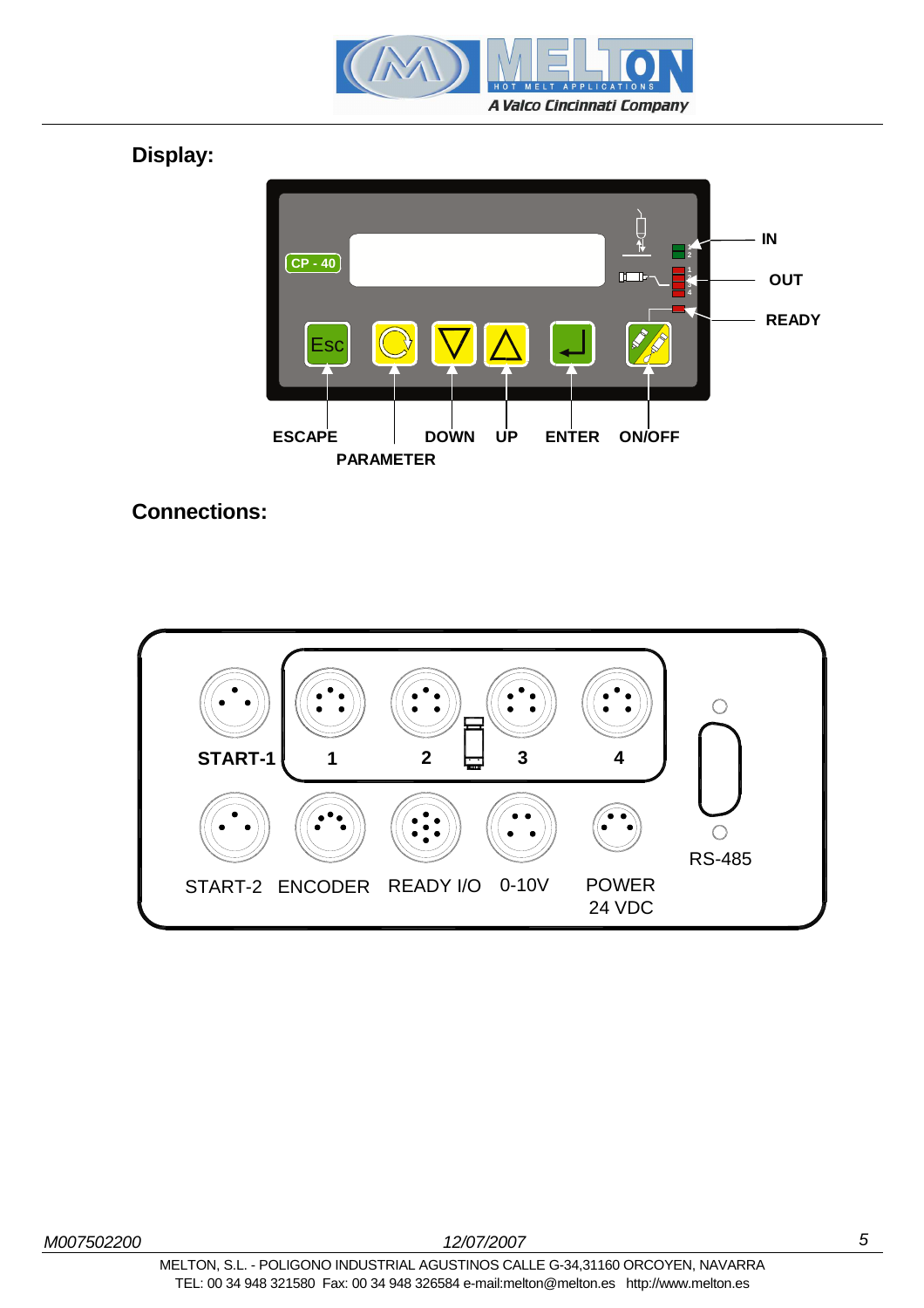## Display:

CP - 40

IN

OUT

READY

Esc

ESCAPE

PARAMETER

DOWN

UP

ENTER

ON/OFF

## Connections:

START-1

1

2

3

4

RS-485

START-2

ENCODER

READY I/O

0-10V

POWER
24 VDC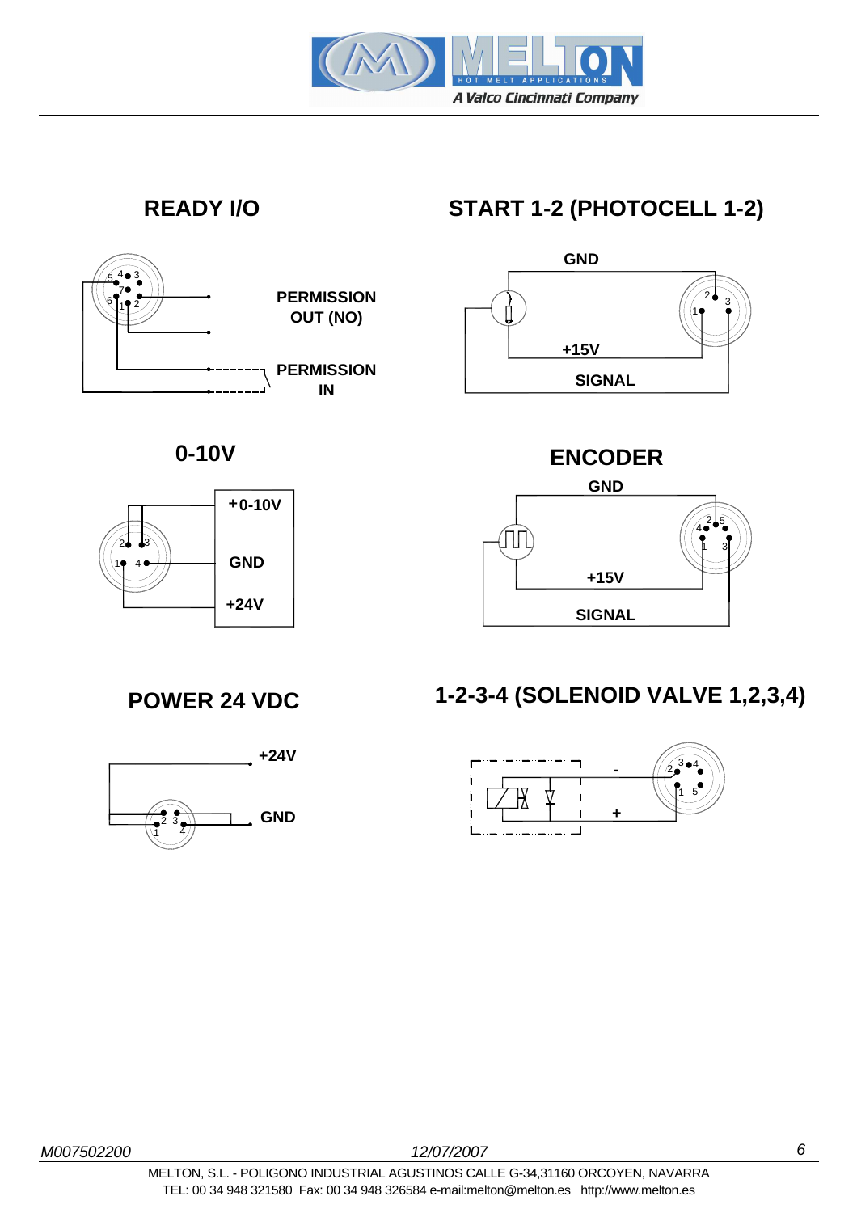## READY I/O

PERMISSION OUT (NO)

PERMISSION IN

## START 1-2 (PHOTOCELL 1-2)

GND

+15V

SIGNAL

## 0-10V

+0-10V

GND

+24V

## ENCODER

GND

+15V

SIGNAL

## POWER 24 VDC

+24V

GND

## 1-2-3-4 (SOLENOID VALVE 1,2,3,4)

-

+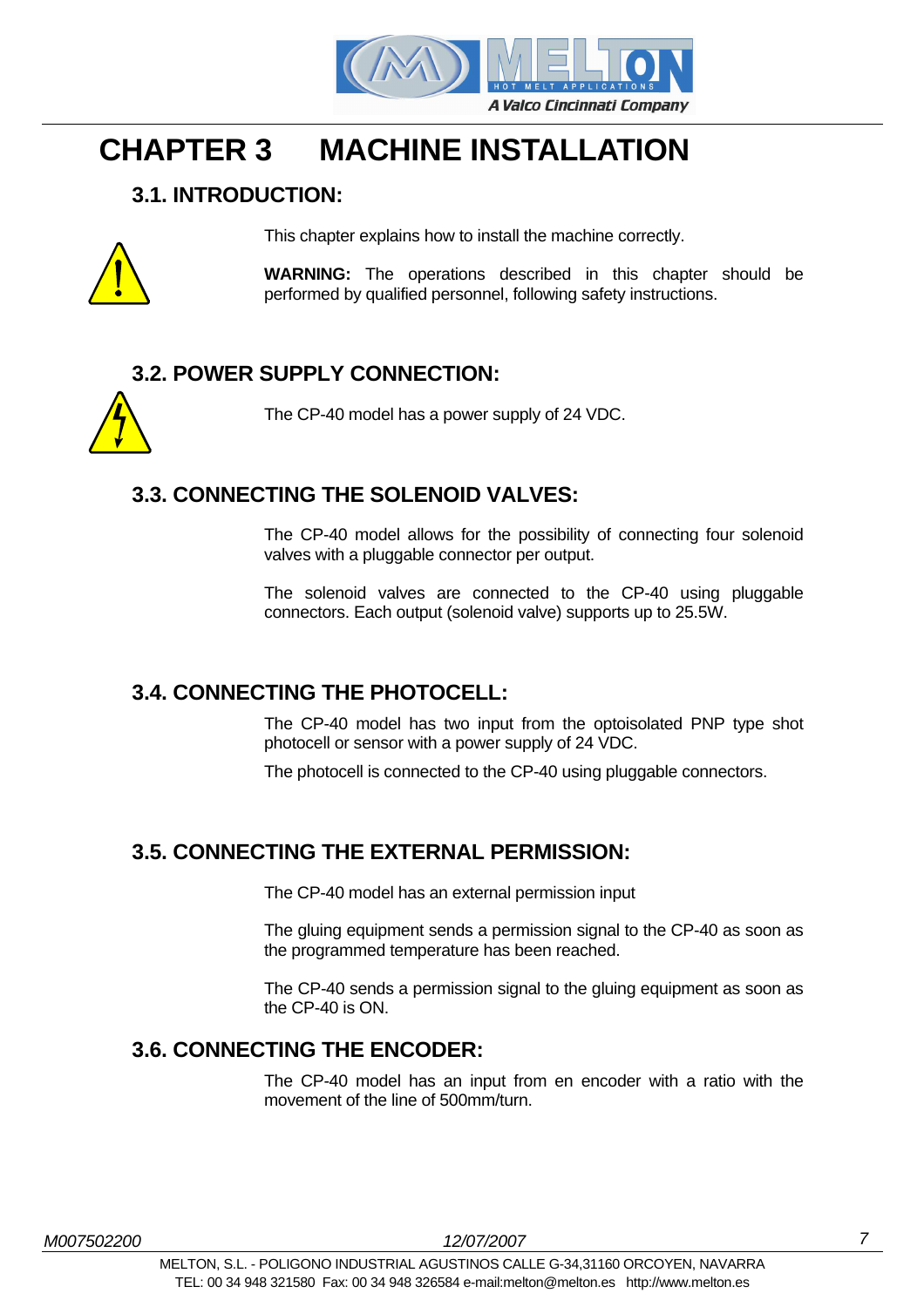# CHAPTER 3 MACHINE INSTALLATION

## 3.1. INTRODUCTION:

This chapter explains how to install the machine correctly.

**WARNING:** The operations described in this chapter should be performed by qualified personnel, following safety instructions.

## 3.2. POWER SUPPLY CONNECTION:

The CP-40 model has a power supply of 24 VDC.

## 3.3. CONNECTING THE SOLENOID VALVES:

The CP-40 model allows for the possibility of connecting four solenoid valves with a pluggable connector per output.

The solenoid valves are connected to the CP-40 using pluggable connectors. Each output (solenoid valve) supports up to 25.5W.

## 3.4. CONNECTING THE PHOTOCELL:

The CP-40 model has two input from the optoisolated PNP type shot photocell or sensor with a power supply of 24 VDC.

The photocell is connected to the CP-40 using pluggable connectors.

## 3.5. CONNECTING THE EXTERNAL PERMISSION:

The CP-40 model has an external permission input

The gluing equipment sends a permission signal to the CP-40 as soon as the programmed temperature has been reached.

The CP-40 sends a permission signal to the gluing equipment as soon as the CP-40 is ON.

## 3.6. CONNECTING THE ENCODER:

The CP-40 model has an input from en encoder with a ratio with the movement of the line of 500mm/turn.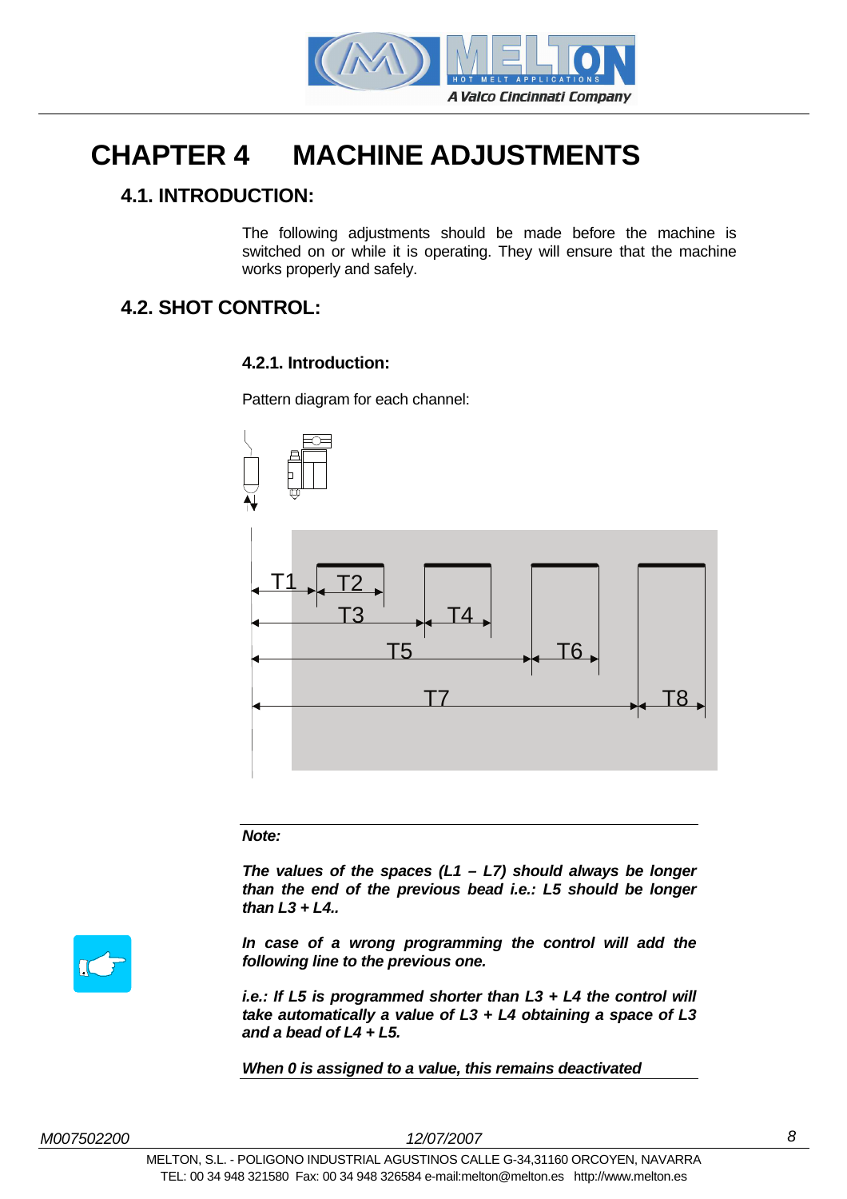# CHAPTER 4 MACHINE ADJUSTMENTS

## 4.1. INTRODUCTION:

The following adjustments should be made before the machine is switched on or while it is operating. They will ensure that the machine works properly and safely.

## 4.2. SHOT CONTROL:

### 4.2.1. Introduction:

Pattern diagram for each channel:

T1 T2 T3 T4 T5 T6 T7 T8

---

***Note:***

***The values of the spaces (L1 – L7) should always be longer than the end of the previous bead i.e.: L5 should be longer than L3 + L4..***

***In case of a wrong programming the control will add the following line to the previous one.***

***i.e.: If L5 is programmed shorter than L3 + L4 the control will take automatically a value of L3 + L4 obtaining a space of L3 and a bead of L4 + L5.***

***When 0 is assigned to a value, this remains deactivated***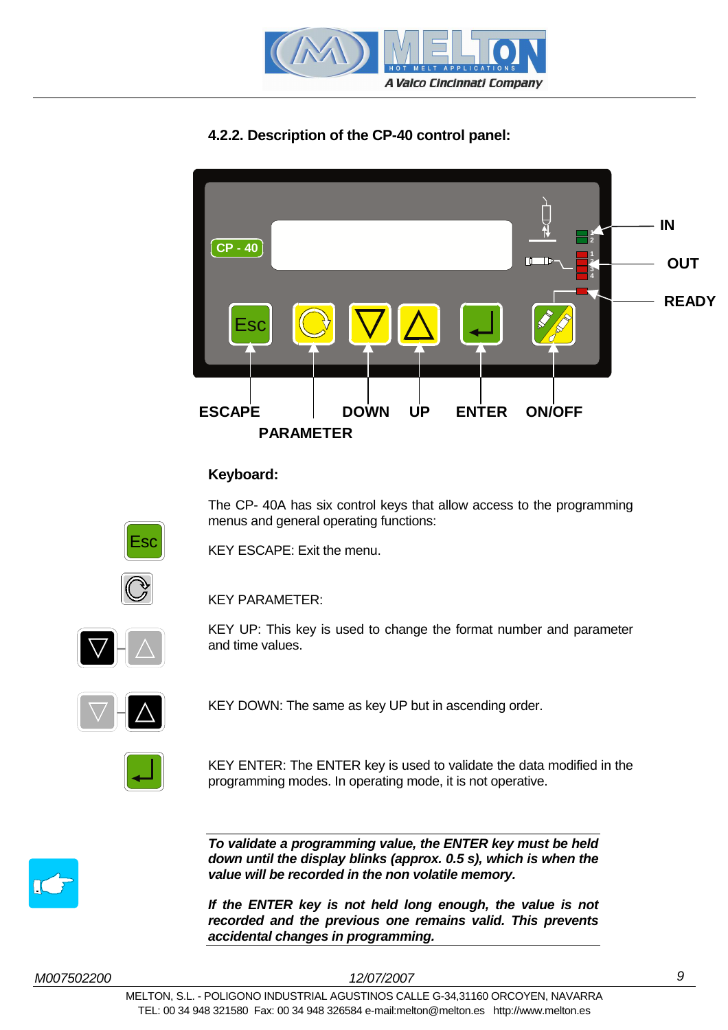### 4.2.2. Description of the CP-40 control panel:

CP - 40

IN

OUT

READY

Esc

ESCAPE DOWN UP ENTER ON/OFF

PARAMETER

**Keyboard:**

The CP- 40A has six control keys that allow access to the programming menus and general operating functions:

KEY ESCAPE: Exit the menu.

KEY PARAMETER:

KEY UP: This key is used to change the format number and parameter and time values.

KEY DOWN: The same as key UP but in ascending order.

KEY ENTER: The ENTER key is used to validate the data modified in the programming modes. In operating mode, it is not operative.

***To validate a programming value, the ENTER key must be held down until the display blinks (approx. 0.5 s), which is when the value will be recorded in the non volatile memory.***

***If the ENTER key is not held long enough, the value is not recorded and the previous one remains valid. This prevents accidental changes in programming.***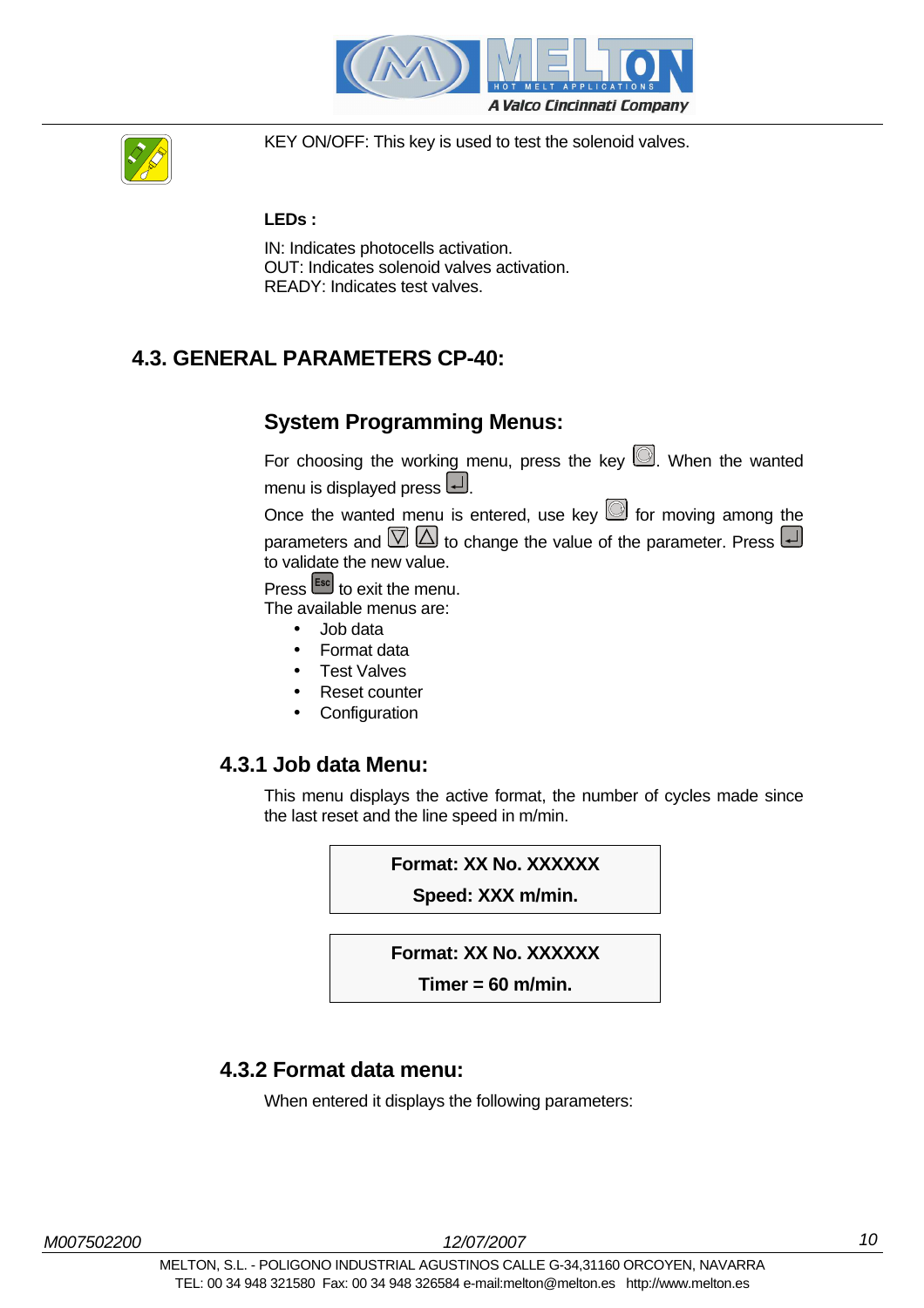KEY ON/OFF: This key is used to test the solenoid valves.

**LEDs :**

IN: Indicates photocells activation.
OUT: Indicates solenoid valves activation.
READY: Indicates test valves.

## 4.3. GENERAL PARAMETERS CP-40:

### System Programming Menus:

For choosing the working menu, press the key . When the wanted menu is displayed press .

Once the wanted menu is entered, use key  for moving among the parameters and   to change the value of the parameter. Press  to validate the new value.

Press  to exit the menu.

The available menus are:

- Job data
- Format data
- Test Valves
- Reset counter
- Configuration

### 4.3.1 Job data Menu:

This menu displays the active format, the number of cycles made since the last reset and the line speed in m/min.

**Format: XX No. XXXXXX**

**Speed: XXX m/min.**

**Format: XX No. XXXXXX**

**Timer = 60 m/min.**

### 4.3.2 Format data menu:

When entered it displays the following parameters: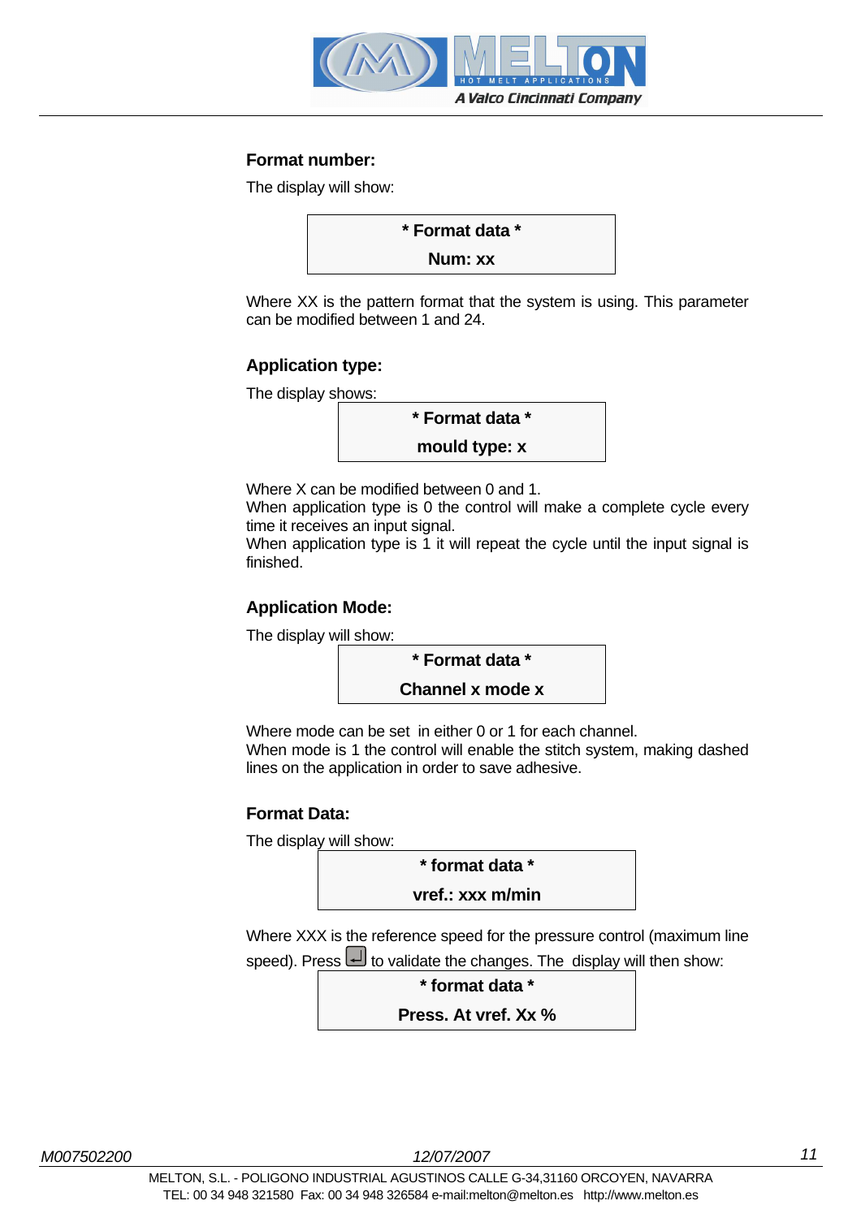**Format number:**

The display will show:

```
* Format data *
Num: xx
```

Where XX is the pattern format that the system is using. This parameter can be modified between 1 and 24.

**Application type:**

The display shows:

```
* Format data *
mould type: x
```

Where X can be modified between 0 and 1.
When application type is 0 the control will make a complete cycle every time it receives an input signal.
When application type is 1 it will repeat the cycle until the input signal is finished.

**Application Mode:**

The display will show:

```
* Format data *
Channel x mode x
```

Where mode can be set in either 0 or 1 for each channel.
When mode is 1 the control will enable the stitch system, making dashed lines on the application in order to save adhesive.

**Format Data:**

The display will show:

```
* format data *
vref.: xxx m/min
```

Where XXX is the reference speed for the pressure control (maximum line speed). Press ↵ to validate the changes. The display will then show:

```
* format data *
Press. At vref. Xx %
```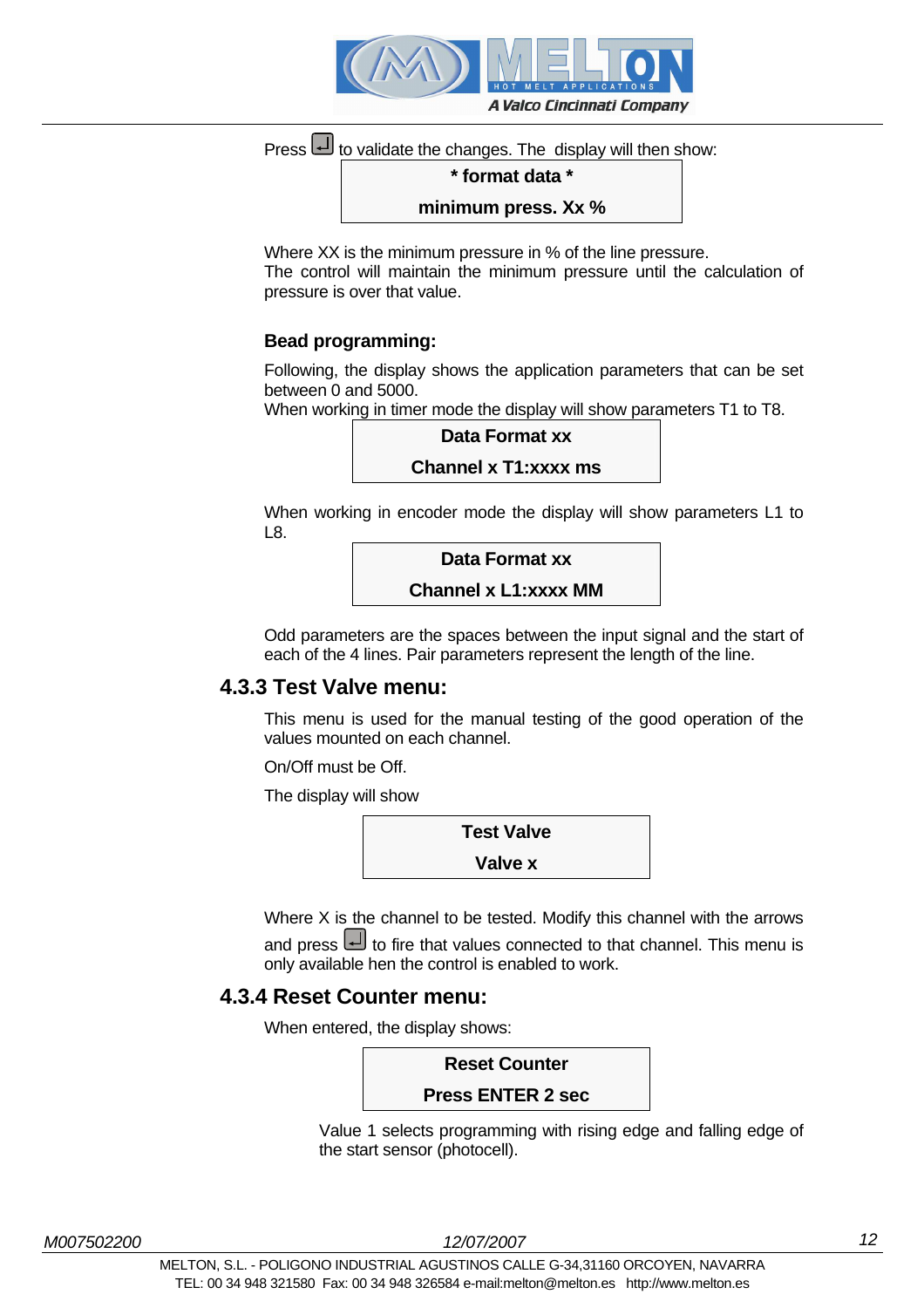Press ↵ to validate the changes. The display will then show:

| * format data * |
|---|
| minimum press. Xx % |

Where XX is the minimum pressure in % of the line pressure.
The control will maintain the minimum pressure until the calculation of pressure is over that value.

**Bead programming:**

Following, the display shows the application parameters that can be set between 0 and 5000.
When working in timer mode the display will show parameters T1 to T8.

| Data Format xx |
|---|
| Channel x T1:xxxx ms |

When working in encoder mode the display will show parameters L1 to L8.

| Data Format xx |
|---|
| Channel x L1:xxxx MM |

Odd parameters are the spaces between the input signal and the start of each of the 4 lines. Pair parameters represent the length of the line.

### 4.3.3 Test Valve menu:

This menu is used for the manual testing of the good operation of the values mounted on each channel.

On/Off must be Off.

The display will show

| Test Valve |
|---|
| Valve x |

Where X is the channel to be tested. Modify this channel with the arrows and press ↵ to fire that values connected to that channel. This menu is only available hen the control is enabled to work.

### 4.3.4 Reset Counter menu:

When entered, the display shows:

| Reset Counter |
|---|
| Press ENTER 2 sec |

Value 1 selects programming with rising edge and falling edge of the start sensor (photocell).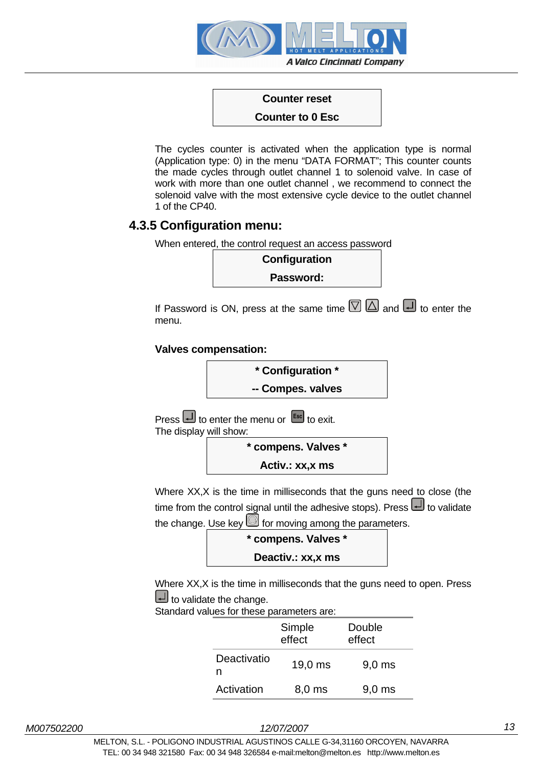| Counter reset |
|---|
| Counter to 0 Esc |

The cycles counter is activated when the application type is normal (Application type: 0) in the menu “DATA FORMAT”; This counter counts the made cycles through outlet channel 1 to solenoid valve. In case of work with more than one outlet channel , we recommend to connect the solenoid valve with the most extensive cycle device to the outlet channel 1 of the CP40.

### 4.3.5 Configuration menu:

When entered, the control request an access password

| Configuration |
|---|
| Password: |

If Password is ON, press at the same time ▽ △ and ↵ to enter the menu.

**Valves compensation:**

| * Configuration * |
|---|
| -- Compes. valves |

Press ↵ to enter the menu or Esc to exit.
The display will show:

| * compens. Valves * |
|---|
| Activ.: xx,x ms |

Where XX,X is the time in milliseconds that the guns need to close (the time from the control signal until the adhesive stops). Press ↵ to validate the change. Use key ◎ for moving among the parameters.

| * compens. Valves * |
|---|
| Deactiv.: xx,x ms |

Where XX,X is the time in milliseconds that the guns need to open. Press ↵ to validate the change.
Standard values for these parameters are:

| | Simple effect | Double effect |
|---|---|---|
| Deactivation | 19,0 ms | 9,0 ms |
| Activation | 8,0 ms | 9,0 ms |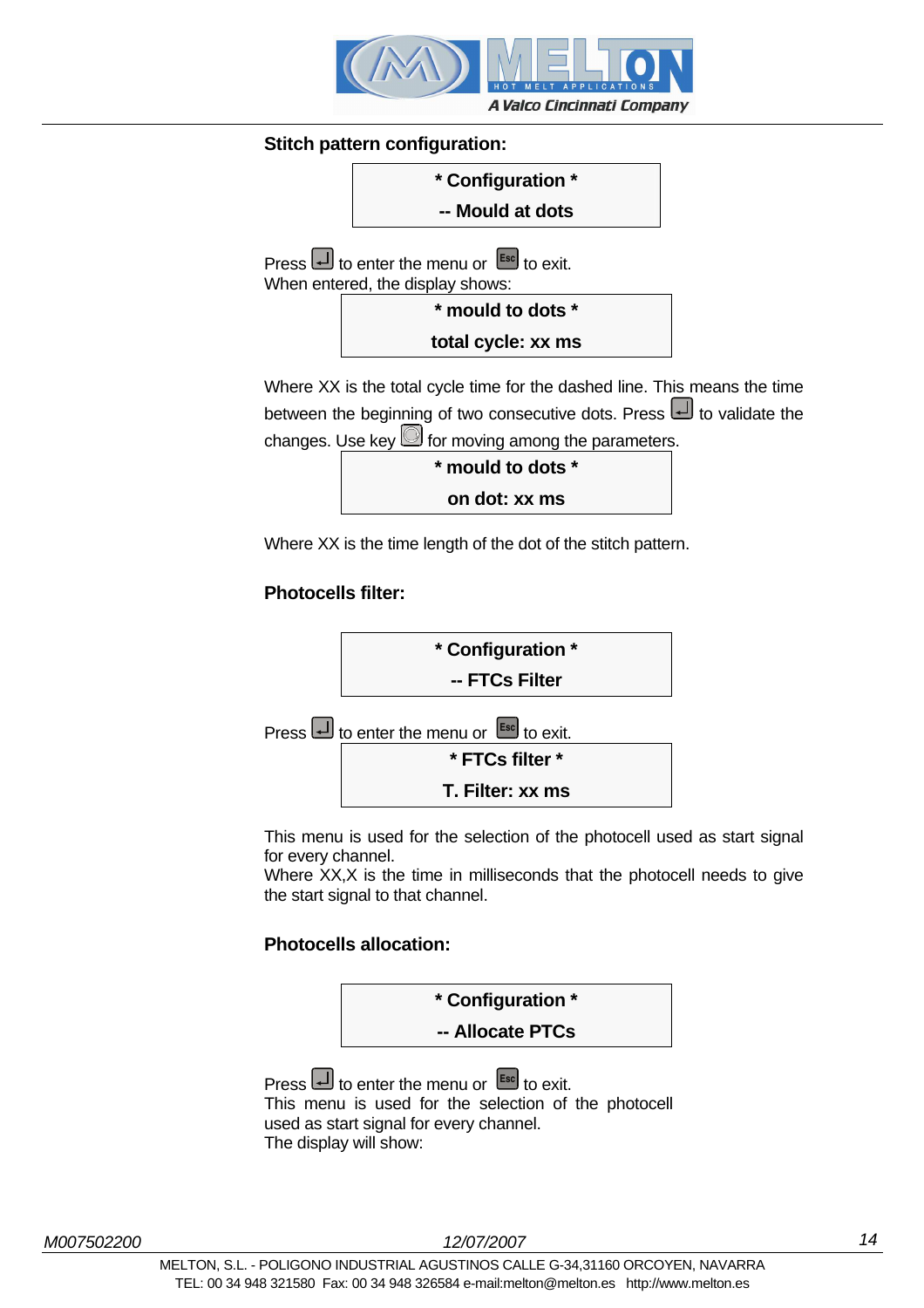### Stitch pattern configuration:

```
* Configuration *
-- Mould at dots
```

Press [↵] to enter the menu or [Esc] to exit.
When entered, the display shows:

```
* mould to dots *
total cycle: xx ms
```

Where XX is the total cycle time for the dashed line. This means the time between the beginning of two consecutive dots. Press [↵] to validate the changes. Use key [◎] for moving among the parameters.

```
* mould to dots *
on dot: xx ms
```

Where XX is the time length of the dot of the stitch pattern.

### Photocells filter:

```
* Configuration *
-- FTCs Filter
```

Press [↵] to enter the menu or [Esc] to exit.

```
* FTCs filter *
T. Filter: xx ms
```

This menu is used for the selection of the photocell used as start signal for every channel.
Where XX,X is the time in milliseconds that the photocell needs to give the start signal to that channel.

### Photocells allocation:

```
* Configuration *
-- Allocate PTCs
```

Press [↵] to enter the menu or [Esc] to exit.
This menu is used for the selection of the photocell used as start signal for every channel.
The display will show: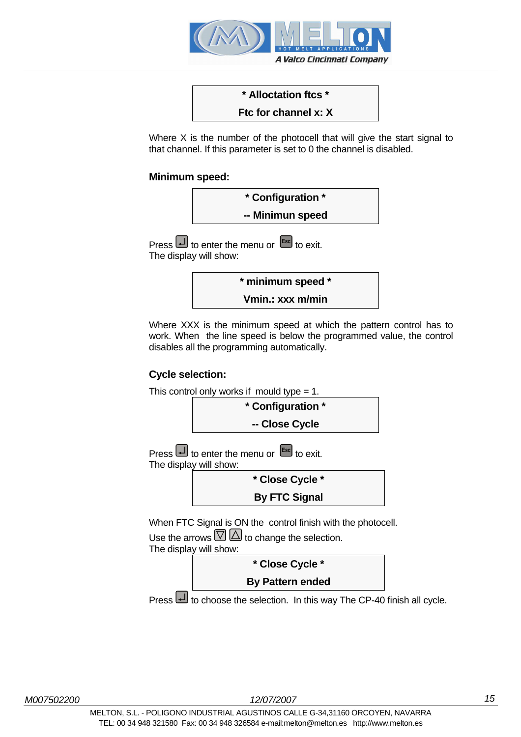| * Alloctation ftcs * |
|---|
| Ftc for channel x: X |

Where X is the number of the photocell that will give the start signal to that channel. If this parameter is set to 0 the channel is disabled.

**Minimum speed:**

| * Configuration * |
|---|
| -- Minimun speed |

Press ↵ to enter the menu or Esc to exit.
The display will show:

| * minimum speed * |
|---|
| Vmin.: xxx m/min |

Where XXX is the minimum speed at which the pattern control has to work. When the line speed is below the programmed value, the control disables all the programming automatically.

**Cycle selection:**

This control only works if mould type = 1.

| * Configuration * |
|---|
| -- Close Cycle |

Press ↵ to enter the menu or Esc to exit.
The display will show:

| * Close Cycle * |
|---|
| By FTC Signal |

When FTC Signal is ON the control finish with the photocell.
Use the arrows ▽ △ to change the selection.
The display will show:

| * Close Cycle * |
|---|
| By Pattern ended |

Press ↵ to choose the selection. In this way The CP-40 finish all cycle.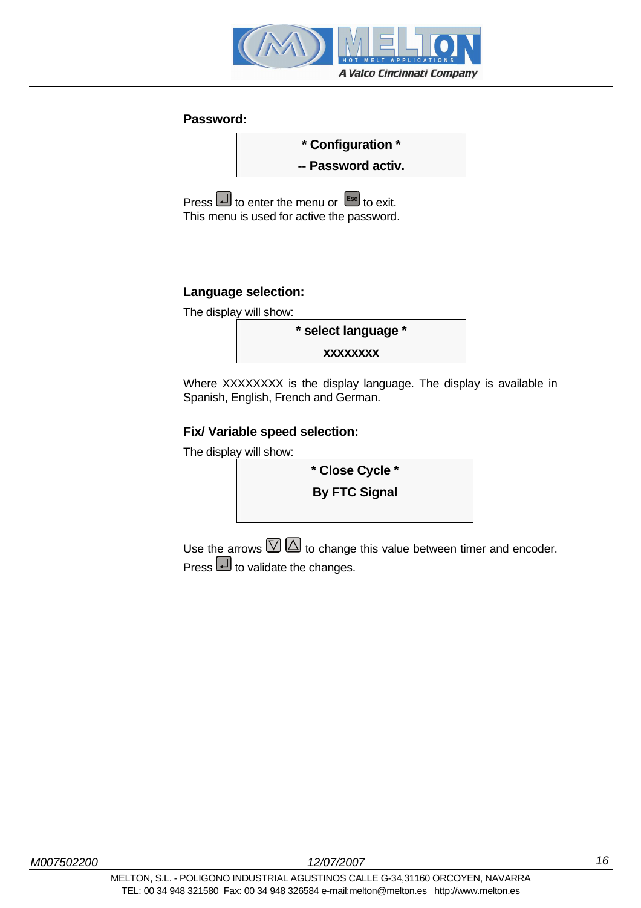**Password:**

| * Configuration * |
|---|
| -- Password activ. |

Press [↵] to enter the menu or [Esc] to exit.
This menu is used for active the password.

**Language selection:**

The display will show:

| * select language * |
|---|
| XXXXXXXX |

Where XXXXXXXX is the display language. The display is available in Spanish, English, French and German.

**Fix/ Variable speed selection:**

The display will show:

| * Close Cycle * |
|---|
| By FTC Signal |

Use the arrows [▽] [△] to change this value between timer and encoder.
Press [↵] to validate the changes.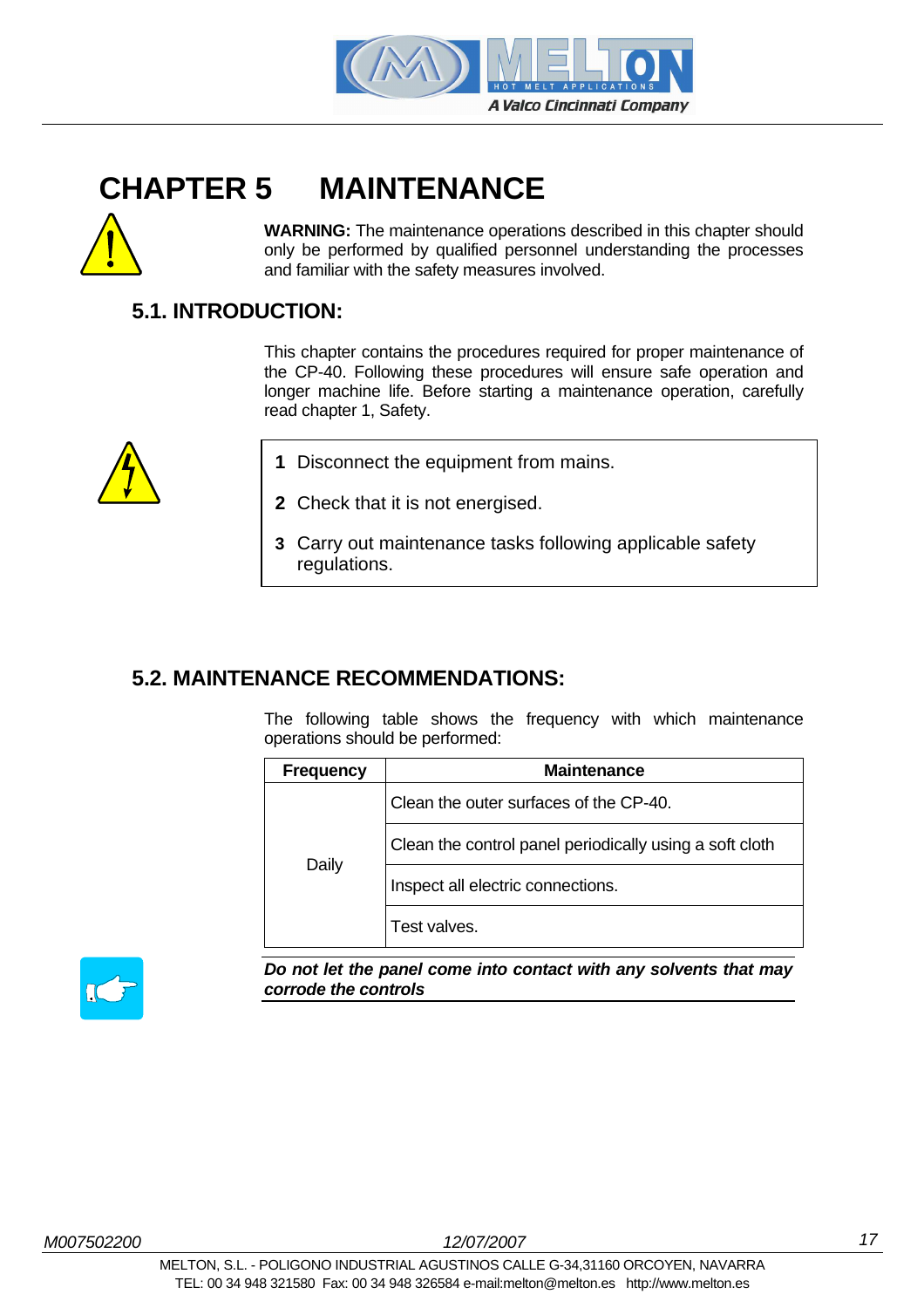# CHAPTER 5 MAINTENANCE

**WARNING:** The maintenance operations described in this chapter should only be performed by qualified personnel understanding the processes and familiar with the safety measures involved.

## 5.1. INTRODUCTION:

This chapter contains the procedures required for proper maintenance of the CP-40. Following these procedures will ensure safe operation and longer machine life. Before starting a maintenance operation, carefully read chapter 1, Safety.

1. Disconnect the equipment from mains.
2. Check that it is not energised.
3. Carry out maintenance tasks following applicable safety regulations.

## 5.2. MAINTENANCE RECOMMENDATIONS:

The following table shows the frequency with which maintenance operations should be performed:

| Frequency | Maintenance |
|---|---|
| Daily | Clean the outer surfaces of the CP-40. |
| | Clean the control panel periodically using a soft cloth |
| | Inspect all electric connections. |
| | Test valves. |

***Do not let the panel come into contact with any solvents that may corrode the controls***

MELTON, S.L. - POLIGONO INDUSTRIAL AGUSTINOS CALLE G-34,31160 ORCOYEN, NAVARRA
TEL: 00 34 948 321580 Fax: 00 34 948 326584 e-mail:melton@melton.es http://www.melton.es